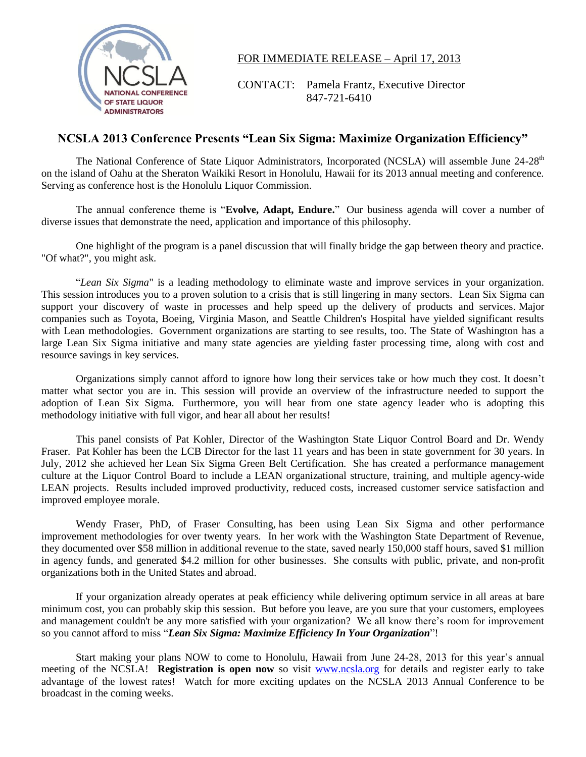NCSLA
NATIONAL CONFERENCE OF STATE LIQUOR ADMINISTRATORS

FOR IMMEDIATE RELEASE – April 17, 2013

CONTACT: Pamela Frantz, Executive Director
847-721-6410

## NCSLA 2013 Conference Presents "Lean Six Sigma: Maximize Organization Efficiency"

The National Conference of State Liquor Administrators, Incorporated (NCSLA) will assemble June 24-28th on the island of Oahu at the Sheraton Waikiki Resort in Honolulu, Hawaii for its 2013 annual meeting and conference. Serving as conference host is the Honolulu Liquor Commission.

The annual conference theme is "**Evolve, Adapt, Endure.**" Our business agenda will cover a number of diverse issues that demonstrate the need, application and importance of this philosophy.

One highlight of the program is a panel discussion that will finally bridge the gap between theory and practice. "Of what?", you might ask.

"*Lean Six Sigma*" is a leading methodology to eliminate waste and improve services in your organization. This session introduces you to a proven solution to a crisis that is still lingering in many sectors. Lean Six Sigma can support your discovery of waste in processes and help speed up the delivery of products and services. Major companies such as Toyota, Boeing, Virginia Mason, and Seattle Children's Hospital have yielded significant results with Lean methodologies. Government organizations are starting to see results, too. The State of Washington has a large Lean Six Sigma initiative and many state agencies are yielding faster processing time, along with cost and resource savings in key services.

Organizations simply cannot afford to ignore how long their services take or how much they cost. It doesn't matter what sector you are in. This session will provide an overview of the infrastructure needed to support the adoption of Lean Six Sigma. Furthermore, you will hear from one state agency leader who is adopting this methodology initiative with full vigor, and hear all about her results!

This panel consists of Pat Kohler, Director of the Washington State Liquor Control Board and Dr. Wendy Fraser. Pat Kohler has been the LCB Director for the last 11 years and has been in state government for 30 years. In July, 2012 she achieved her Lean Six Sigma Green Belt Certification. She has created a performance management culture at the Liquor Control Board to include a LEAN organizational structure, training, and multiple agency-wide LEAN projects. Results included improved productivity, reduced costs, increased customer service satisfaction and improved employee morale.

Wendy Fraser, PhD, of Fraser Consulting, has been using Lean Six Sigma and other performance improvement methodologies for over twenty years. In her work with the Washington State Department of Revenue, they documented over $58 million in additional revenue to the state, saved nearly 150,000 staff hours, saved $1 million in agency funds, and generated $4.2 million for other businesses. She consults with public, private, and non-profit organizations both in the United States and abroad.

If your organization already operates at peak efficiency while delivering optimum service in all areas at bare minimum cost, you can probably skip this session. But before you leave, are you sure that your customers, employees and management couldn't be any more satisfied with your organization? We all know there's room for improvement so you cannot afford to miss "***Lean Six Sigma: Maximize Efficiency In Your Organization***"!

Start making your plans NOW to come to Honolulu, Hawaii from June 24-28, 2013 for this year's annual meeting of the NCSLA! **Registration is open now** so visit www.ncsla.org for details and register early to take advantage of the lowest rates! Watch for more exciting updates on the NCSLA 2013 Annual Conference to be broadcast in the coming weeks.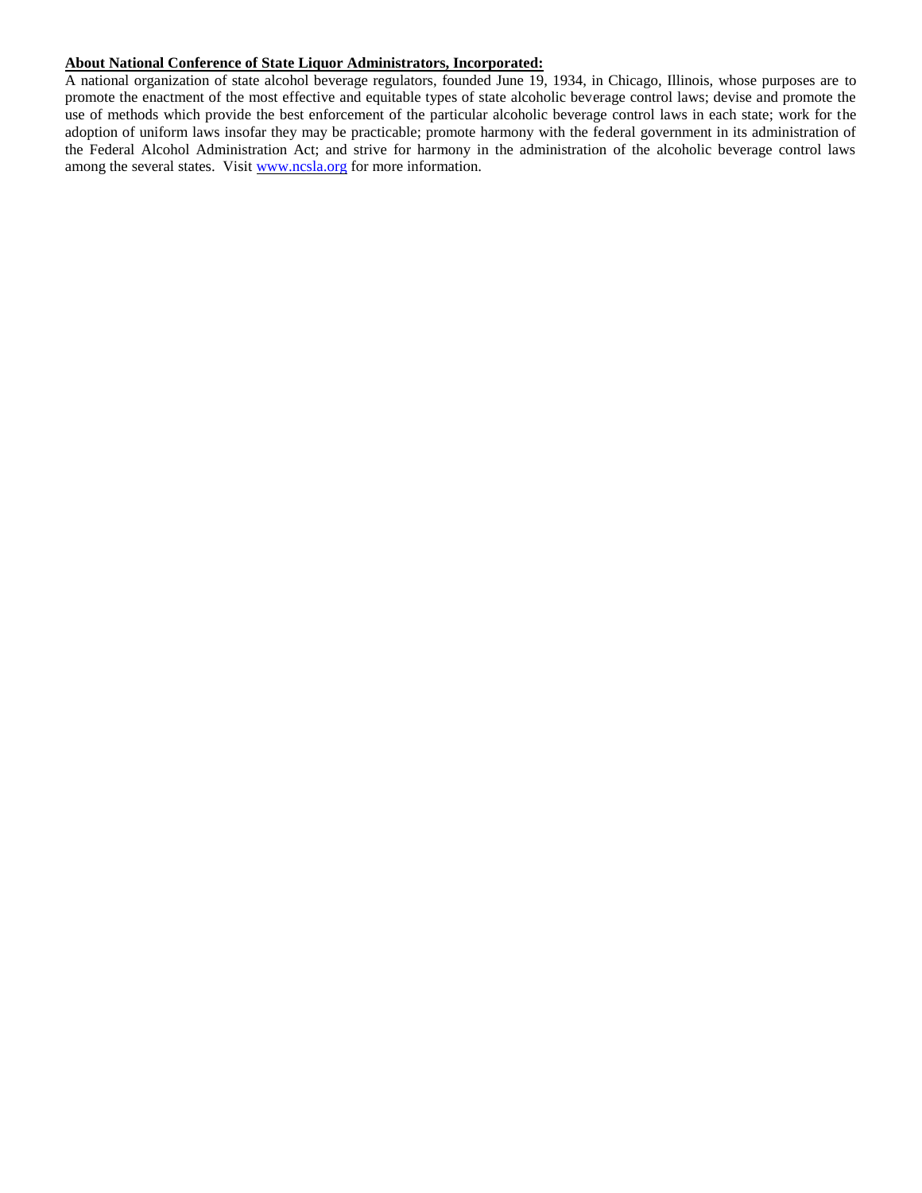**About National Conference of State Liquor Administrators, Incorporated:**

A national organization of state alcohol beverage regulators, founded June 19, 1934, in Chicago, Illinois, whose purposes are to promote the enactment of the most effective and equitable types of state alcoholic beverage control laws; devise and promote the use of methods which provide the best enforcement of the particular alcoholic beverage control laws in each state; work for the adoption of uniform laws insofar they may be practicable; promote harmony with the federal government in its administration of the Federal Alcohol Administration Act; and strive for harmony in the administration of the alcoholic beverage control laws among the several states. Visit [www.ncsla.org](http://www.ncsla.org) for more information.